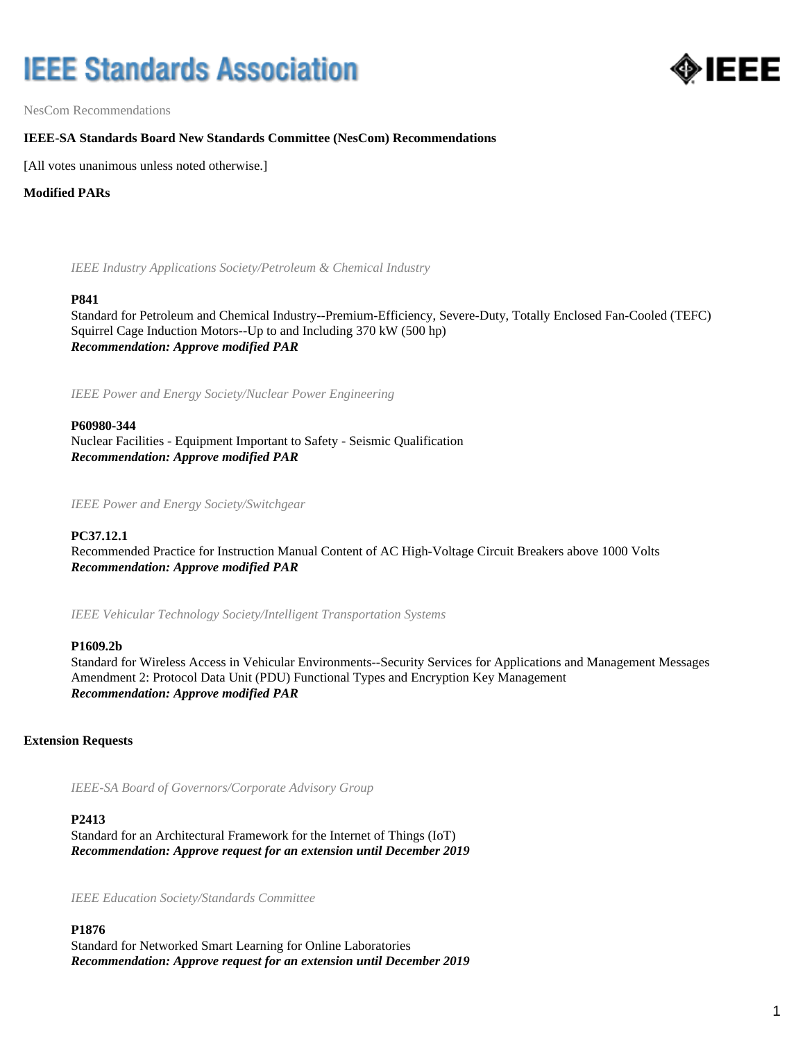# IEEE Standards Association

NesCom Recommendations

**IEEE-SA Standards Board New Standards Committee (NesCom) Recommendations**

[All votes unanimous unless noted otherwise.]

## Modified PARs

*IEEE Industry Applications Society/Petroleum & Chemical Industry*

**P841**
Standard for Petroleum and Chemical Industry--Premium-Efficiency, Severe-Duty, Totally Enclosed Fan-Cooled (TEFC) Squirrel Cage Induction Motors--Up to and Including 370 kW (500 hp)
***Recommendation: Approve modified PAR***

*IEEE Power and Energy Society/Nuclear Power Engineering*

**P60980-344**
Nuclear Facilities - Equipment Important to Safety - Seismic Qualification
***Recommendation: Approve modified PAR***

*IEEE Power and Energy Society/Switchgear*

**PC37.12.1**
Recommended Practice for Instruction Manual Content of AC High-Voltage Circuit Breakers above 1000 Volts
***Recommendation: Approve modified PAR***

*IEEE Vehicular Technology Society/Intelligent Transportation Systems*

**P1609.2b**
Standard for Wireless Access in Vehicular Environments--Security Services for Applications and Management Messages Amendment 2: Protocol Data Unit (PDU) Functional Types and Encryption Key Management
***Recommendation: Approve modified PAR***

## Extension Requests

*IEEE-SA Board of Governors/Corporate Advisory Group*

**P2413**
Standard for an Architectural Framework for the Internet of Things (IoT)
***Recommendation: Approve request for an extension until December 2019***

*IEEE Education Society/Standards Committee*

**P1876**
Standard for Networked Smart Learning for Online Laboratories
***Recommendation: Approve request for an extension until December 2019***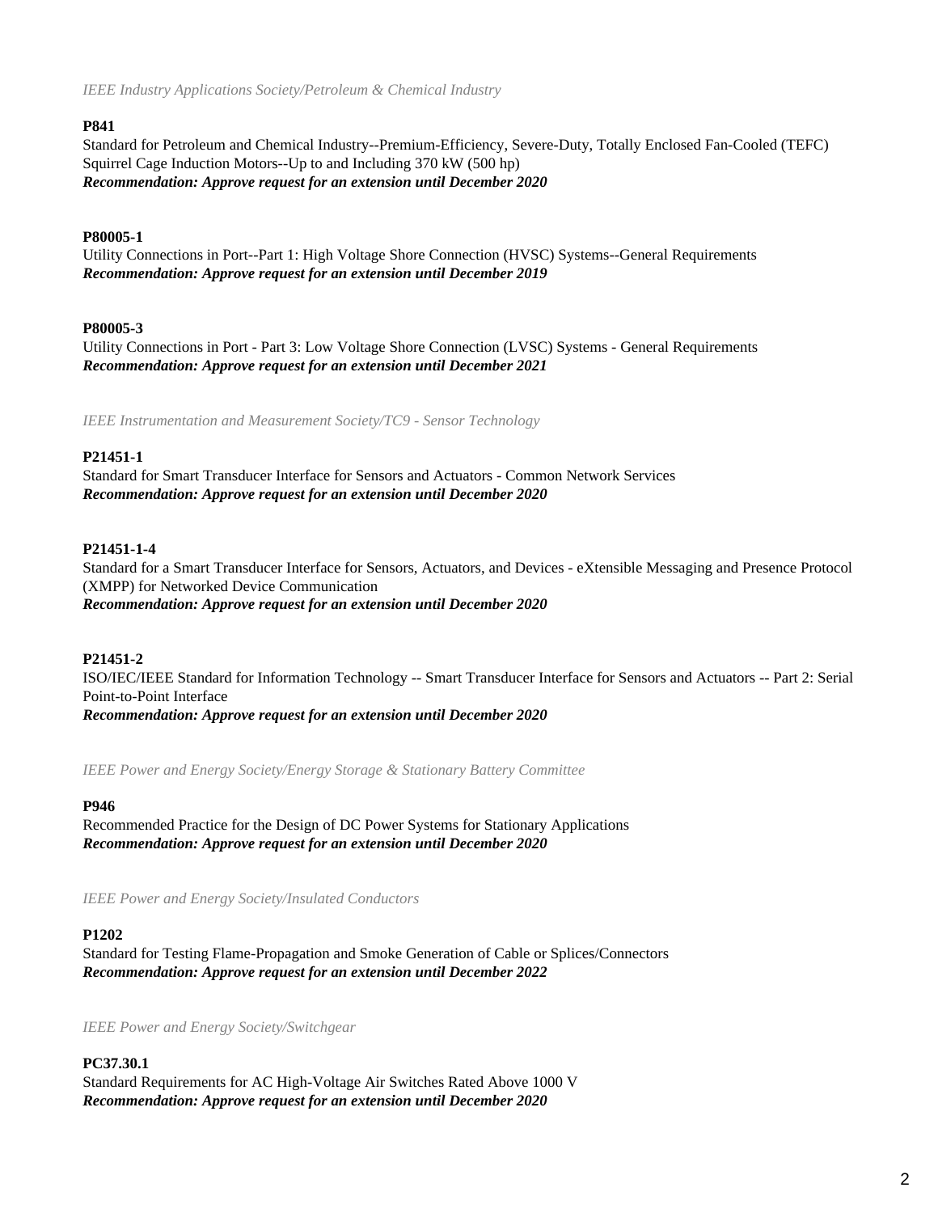*IEEE Industry Applications Society/Petroleum & Chemical Industry*

**P841**

Standard for Petroleum and Chemical Industry--Premium-Efficiency, Severe-Duty, Totally Enclosed Fan-Cooled (TEFC) Squirrel Cage Induction Motors--Up to and Including 370 kW (500 hp)

***Recommendation: Approve request for an extension until December 2020***

**P80005-1**

Utility Connections in Port--Part 1: High Voltage Shore Connection (HVSC) Systems--General Requirements

***Recommendation: Approve request for an extension until December 2019***

**P80005-3**

Utility Connections in Port - Part 3: Low Voltage Shore Connection (LVSC) Systems - General Requirements

***Recommendation: Approve request for an extension until December 2021***

*IEEE Instrumentation and Measurement Society/TC9 - Sensor Technology*

**P21451-1**

Standard for Smart Transducer Interface for Sensors and Actuators - Common Network Services

***Recommendation: Approve request for an extension until December 2020***

**P21451-1-4**

Standard for a Smart Transducer Interface for Sensors, Actuators, and Devices - eXtensible Messaging and Presence Protocol (XMPP) for Networked Device Communication

***Recommendation: Approve request for an extension until December 2020***

**P21451-2**

ISO/IEC/IEEE Standard for Information Technology -- Smart Transducer Interface for Sensors and Actuators -- Part 2: Serial Point-to-Point Interface

***Recommendation: Approve request for an extension until December 2020***

*IEEE Power and Energy Society/Energy Storage & Stationary Battery Committee*

**P946**

Recommended Practice for the Design of DC Power Systems for Stationary Applications

***Recommendation: Approve request for an extension until December 2020***

*IEEE Power and Energy Society/Insulated Conductors*

**P1202**

Standard for Testing Flame-Propagation and Smoke Generation of Cable or Splices/Connectors

***Recommendation: Approve request for an extension until December 2022***

*IEEE Power and Energy Society/Switchgear*

**PC37.30.1**

Standard Requirements for AC High-Voltage Air Switches Rated Above 1000 V

***Recommendation: Approve request for an extension until December 2020***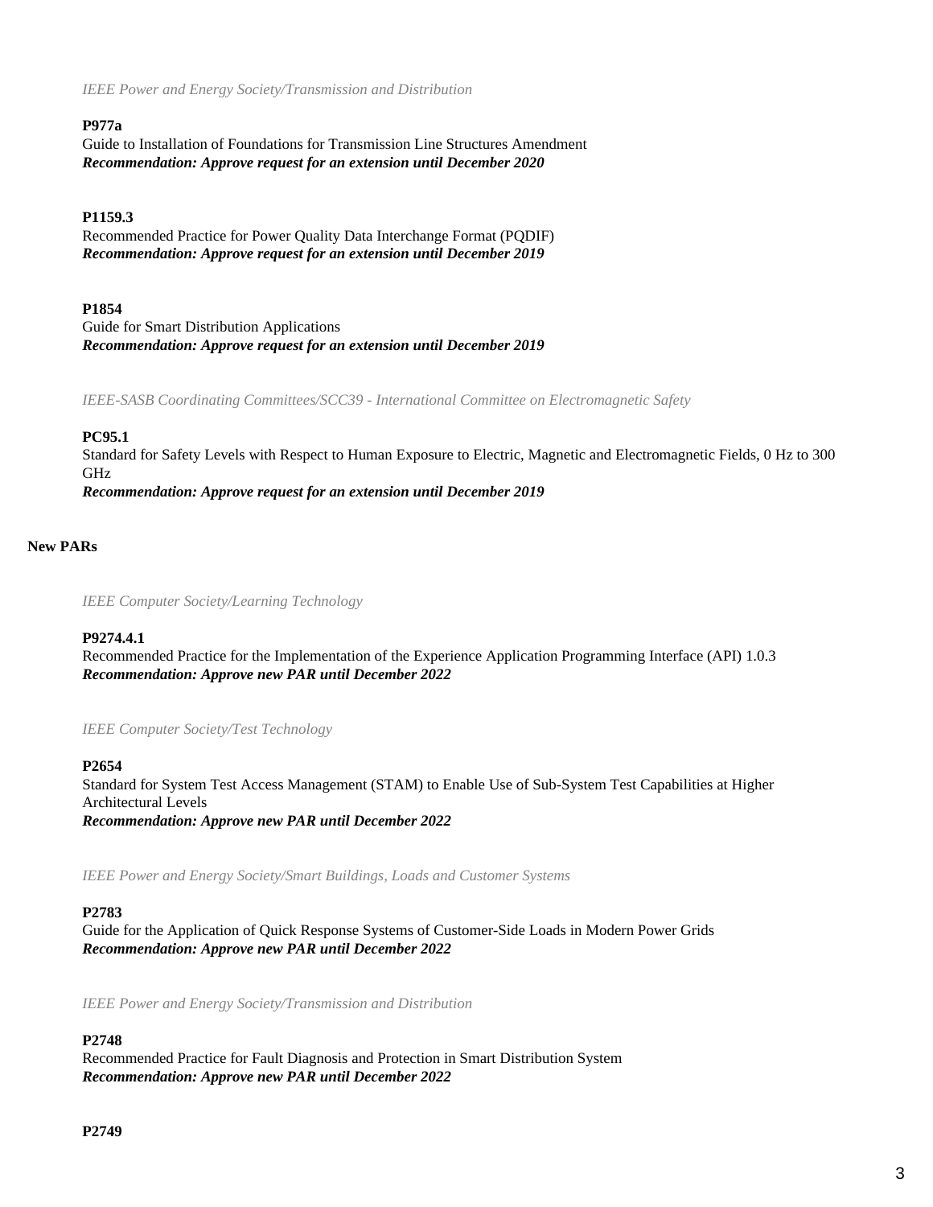*IEEE Power and Energy Society/Transmission and Distribution*

**P977a**
Guide to Installation of Foundations for Transmission Line Structures Amendment
***Recommendation: Approve request for an extension until December 2020***

**P1159.3**
Recommended Practice for Power Quality Data Interchange Format (PQDIF)
***Recommendation: Approve request for an extension until December 2019***

**P1854**
Guide for Smart Distribution Applications
***Recommendation: Approve request for an extension until December 2019***

*IEEE-SASB Coordinating Committees/SCC39 - International Committee on Electromagnetic Safety*

**PC95.1**
Standard for Safety Levels with Respect to Human Exposure to Electric, Magnetic and Electromagnetic Fields, 0 Hz to 300 GHz
***Recommendation: Approve request for an extension until December 2019***

**New PARs**

*IEEE Computer Society/Learning Technology*

**P9274.4.1**
Recommended Practice for the Implementation of the Experience Application Programming Interface (API) 1.0.3
***Recommendation: Approve new PAR until December 2022***

*IEEE Computer Society/Test Technology*

**P2654**
Standard for System Test Access Management (STAM) to Enable Use of Sub-System Test Capabilities at Higher Architectural Levels
***Recommendation: Approve new PAR until December 2022***

*IEEE Power and Energy Society/Smart Buildings, Loads and Customer Systems*

**P2783**
Guide for the Application of Quick Response Systems of Customer-Side Loads in Modern Power Grids
***Recommendation: Approve new PAR until December 2022***

*IEEE Power and Energy Society/Transmission and Distribution*

**P2748**
Recommended Practice for Fault Diagnosis and Protection in Smart Distribution System
***Recommendation: Approve new PAR until December 2022***

**P2749**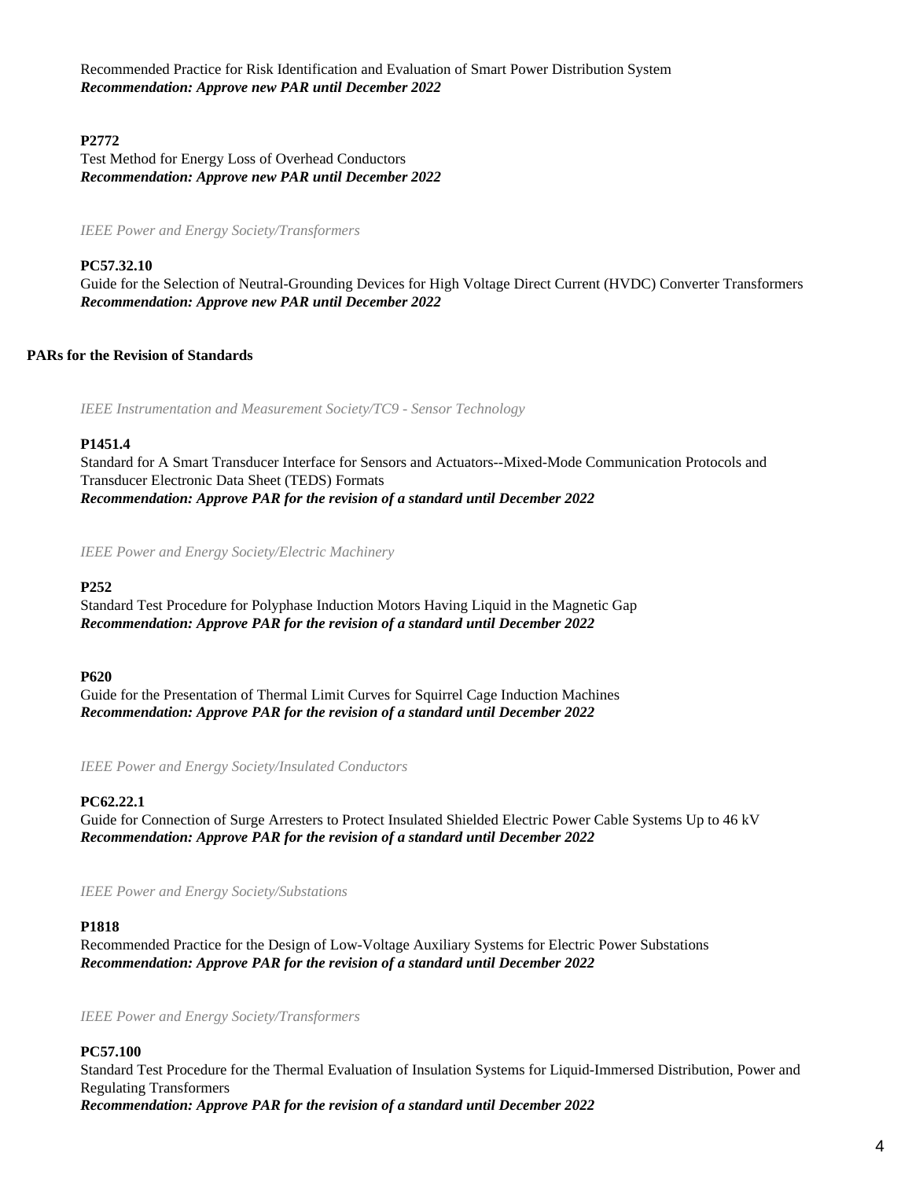Recommended Practice for Risk Identification and Evaluation of Smart Power Distribution System
***Recommendation: Approve new PAR until December 2022***

**P2772**
Test Method for Energy Loss of Overhead Conductors
***Recommendation: Approve new PAR until December 2022***

*IEEE Power and Energy Society/Transformers*

**PC57.32.10**
Guide for the Selection of Neutral-Grounding Devices for High Voltage Direct Current (HVDC) Converter Transformers
***Recommendation: Approve new PAR until December 2022***

**PARs for the Revision of Standards**

*IEEE Instrumentation and Measurement Society/TC9 - Sensor Technology*

**P1451.4**
Standard for A Smart Transducer Interface for Sensors and Actuators--Mixed-Mode Communication Protocols and Transducer Electronic Data Sheet (TEDS) Formats
***Recommendation: Approve PAR for the revision of a standard until December 2022***

*IEEE Power and Energy Society/Electric Machinery*

**P252**
Standard Test Procedure for Polyphase Induction Motors Having Liquid in the Magnetic Gap
***Recommendation: Approve PAR for the revision of a standard until December 2022***

**P620**
Guide for the Presentation of Thermal Limit Curves for Squirrel Cage Induction Machines
***Recommendation: Approve PAR for the revision of a standard until December 2022***

*IEEE Power and Energy Society/Insulated Conductors*

**PC62.22.1**
Guide for Connection of Surge Arresters to Protect Insulated Shielded Electric Power Cable Systems Up to 46 kV
***Recommendation: Approve PAR for the revision of a standard until December 2022***

*IEEE Power and Energy Society/Substations*

**P1818**
Recommended Practice for the Design of Low-Voltage Auxiliary Systems for Electric Power Substations
***Recommendation: Approve PAR for the revision of a standard until December 2022***

*IEEE Power and Energy Society/Transformers*

**PC57.100**
Standard Test Procedure for the Thermal Evaluation of Insulation Systems for Liquid-Immersed Distribution, Power and Regulating Transformers
***Recommendation: Approve PAR for the revision of a standard until December 2022***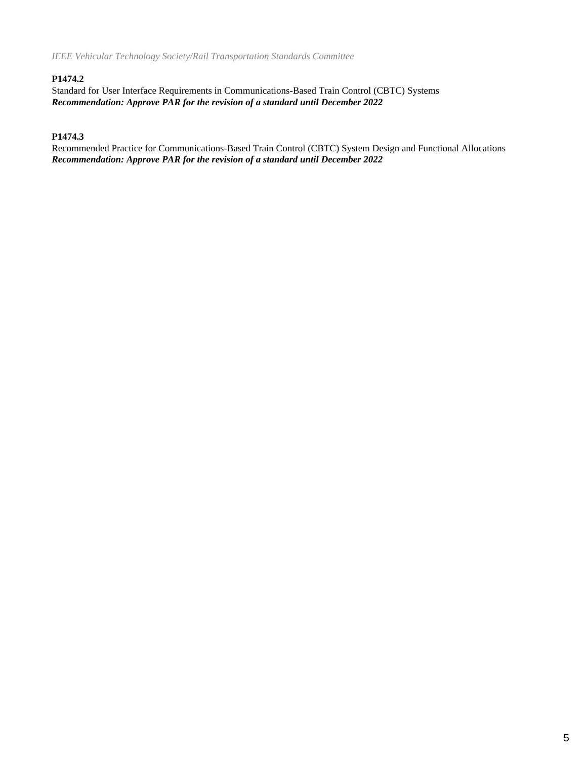*IEEE Vehicular Technology Society/Rail Transportation Standards Committee*

**P1474.2**
Standard for User Interface Requirements in Communications-Based Train Control (CBTC) Systems
***Recommendation: Approve PAR for the revision of a standard until December 2022***

**P1474.3**
Recommended Practice for Communications-Based Train Control (CBTC) System Design and Functional Allocations
***Recommendation: Approve PAR for the revision of a standard until December 2022***